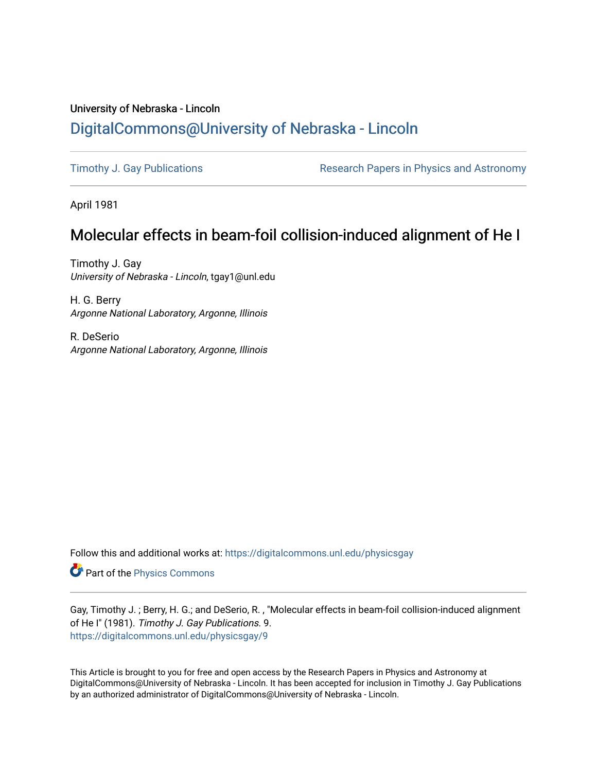University of Nebraska - Lincoln

## DigitalCommons@University of Nebraska - Lincoln

Timothy J. Gay Publications

Research Papers in Physics and Astronomy

April 1981

# Molecular effects in beam-foil collision-induced alignment of He I

Timothy J. Gay
*University of Nebraska - Lincoln*, tgay1@unl.edu

H. G. Berry
*Argonne National Laboratory, Argonne, Illinois*

R. DeSerio
*Argonne National Laboratory, Argonne, Illinois*

Follow this and additional works at: https://digitalcommons.unl.edu/physicsgay

Part of the Physics Commons

Gay, Timothy J. ; Berry, H. G.; and DeSerio, R. , "Molecular effects in beam-foil collision-induced alignment of He I" (1981). *Timothy J. Gay Publications*. 9.
https://digitalcommons.unl.edu/physicsgay/9

This Article is brought to you for free and open access by the Research Papers in Physics and Astronomy at DigitalCommons@University of Nebraska - Lincoln. It has been accepted for inclusion in Timothy J. Gay Publications by an authorized administrator of DigitalCommons@University of Nebraska - Lincoln.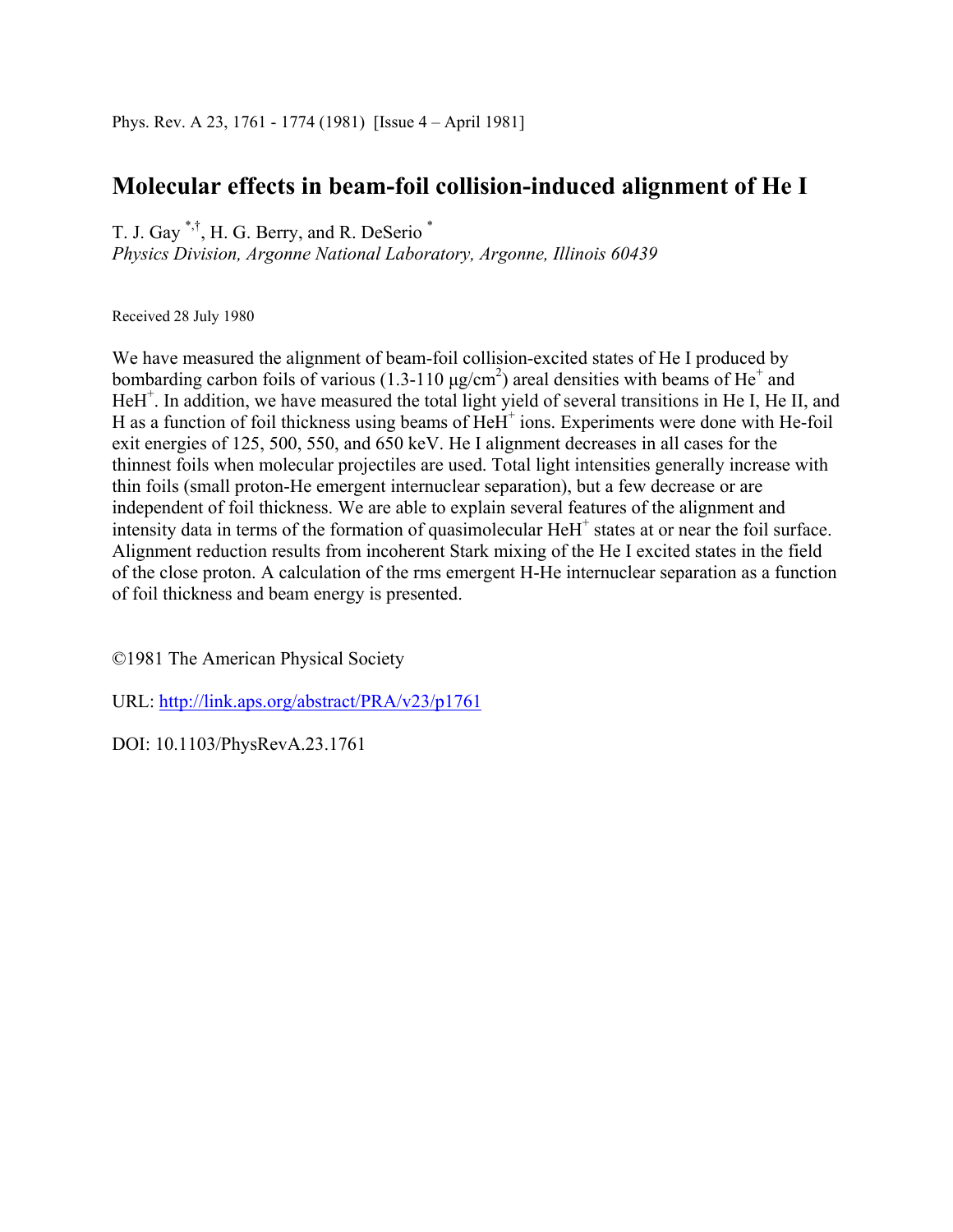Phys. Rev. A 23, 1761 - 1774 (1981) [Issue 4 – April 1981]

# Molecular effects in beam-foil collision-induced alignment of He I

T. J. Gay [*,†], H. G. Berry, and R. DeSerio [*]
*Physics Division, Argonne National Laboratory, Argonne, Illinois 60439*

Received 28 July 1980

We have measured the alignment of beam-foil collision-excited states of He I produced by bombarding carbon foils of various (1.3-110 μg/cm$^2$) areal densities with beams of $He^+$ and $HeH^+$. In addition, we have measured the total light yield of several transitions in He I, He II, and H as a function of foil thickness using beams of $HeH^+$ ions. Experiments were done with He-foil exit energies of 125, 500, 550, and 650 keV. He I alignment decreases in all cases for the thinnest foils when molecular projectiles are used. Total light intensities generally increase with thin foils (small proton-He emergent internuclear separation), but a few decrease or are independent of foil thickness. We are able to explain several features of the alignment and intensity data in terms of the formation of quasimolecular $HeH^+$ states at or near the foil surface. Alignment reduction results from incoherent Stark mixing of the He I excited states in the field of the close proton. A calculation of the rms emergent H-He internuclear separation as a function of foil thickness and beam energy is presented.

©1981 The American Physical Society

URL: http://link.aps.org/abstract/PRA/v23/p1761

DOI: 10.1103/PhysRevA.23.1761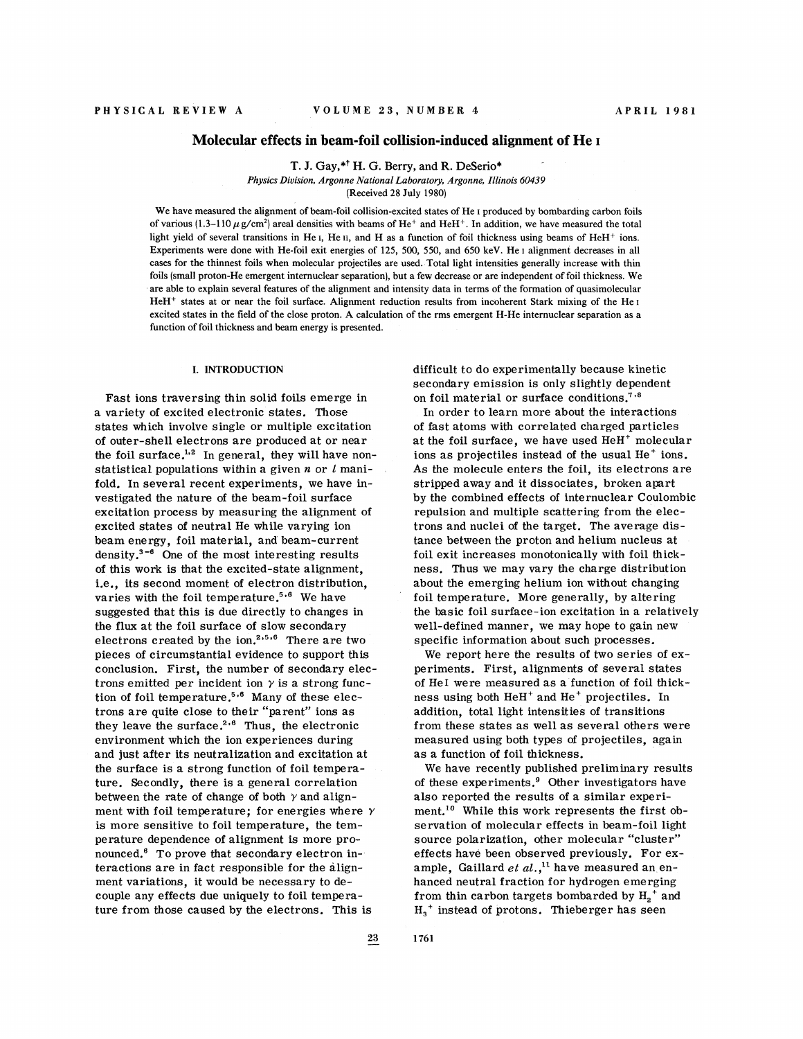# Molecular effects in beam-foil collision-induced alignment of He I

T. J. Gay,*† H. G. Berry, and R. DeSerio*

*Physics Division, Argonne National Laboratory, Argonne, Illinois 60439*

(Received 28 July 1980)

We have measured the alignment of beam-foil collision-excited states of He I produced by bombarding carbon foils of various (1.3–110 $\mu$g/cm$^2$) areal densities with beams of $He^+$ and $HeH^+$. In addition, we have measured the total light yield of several transitions in He I, He II, and H as a function of foil thickness using beams of $HeH^+$ ions. Experiments were done with He-foil exit energies of 125, 500, 550, and 650 keV. He I alignment decreases in all cases for the thinnest foils when molecular projectiles are used. Total light intensities generally increase with thin foils (small proton-He emergent internuclear separation), but a few decrease or are independent of foil thickness. We are able to explain several features of the alignment and intensity data in terms of the formation of quasimolecular $HeH^+$ states at or near the foil surface. Alignment reduction results from incoherent Stark mixing of the He I excited states in the field of the close proton. A calculation of the rms emergent H-He internuclear separation as a function of foil thickness and beam energy is presented.

## I. INTRODUCTION

Fast ions traversing thin solid foils emerge in a variety of excited electronic states. Those states which involve single or multiple excitation of outer-shell electrons are produced at or near the foil surface.[1,2] In general, they will have non-statistical populations within a given $n$ or $l$ manifold. In several recent experiments, we have investigated the nature of the beam-foil surface excitation process by measuring the alignment of excited states of neutral He while varying ion beam energy, foil material, and beam-current density.[3–6] One of the most interesting results of this work is that the excited-state alignment, i.e., its second moment of electron distribution, varies with the foil temperature.[5,6] We have suggested that this is due directly to changes in the flux at the foil surface of slow secondary electrons created by the ion.[2,5,6] There are two pieces of circumstantial evidence to support this conclusion. First, the number of secondary electrons emitted per incident ion $\gamma$ is a strong function of foil temperature.[5,6] Many of these electrons are quite close to their "parent" ions as they leave the surface.[2,6] Thus, the electronic environment which the ion experiences during and just after its neutralization and excitation at the surface is a strong function of foil temperature. Secondly, there is a general correlation between the rate of change of both $\gamma$ and alignment with foil temperature; for energies where $\gamma$ is more sensitive to foil temperature, the temperature dependence of alignment is more pronounced.[6] To prove that secondary electron interactions are in fact responsible for the alignment variations, it would be necessary to decouple any effects due uniquely to foil temperature from those caused by the electrons. This is difficult to do experimentally because kinetic secondary emission is only slightly dependent on foil material or surface conditions.[7,8]

In order to learn more about the interactions of fast atoms with correlated charged particles at the foil surface, we have used $HeH^+$ molecular ions as projectiles instead of the usual $He^+$ ions. As the molecule enters the foil, its electrons are stripped away and it dissociates, broken apart by the combined effects of internuclear Coulombic repulsion and multiple scattering from the electrons and nuclei of the target. The average distance between the proton and helium nucleus at foil exit increases monotonically with foil thickness. Thus we may vary the charge distribution about the emerging helium ion without changing foil temperature. More generally, by altering the basic foil surface-ion excitation in a relatively well-defined manner, we may hope to gain new specific information about such processes.

We report here the results of two series of experiments. First, alignments of several states of He I were measured as a function of foil thickness using both $HeH^+$ and $He^+$ projectiles. In addition, total light intensities of transitions from these states as well as several others were measured using both types of projectiles, again as a function of foil thickness.

We have recently published preliminary results of these experiments.[9] Other investigators have also reported the results of a similar experiment.[10] While this work represents the first observation of molecular effects in beam-foil light source polarization, other molecular "cluster" effects have been observed previously. For example, Gaillard *et al.*,[11] have measured an enhanced neutral fraction for hydrogen emerging from thin carbon targets bombarded by $H_2^+$ and $H_3^+$ instead of protons. Thieberger has seen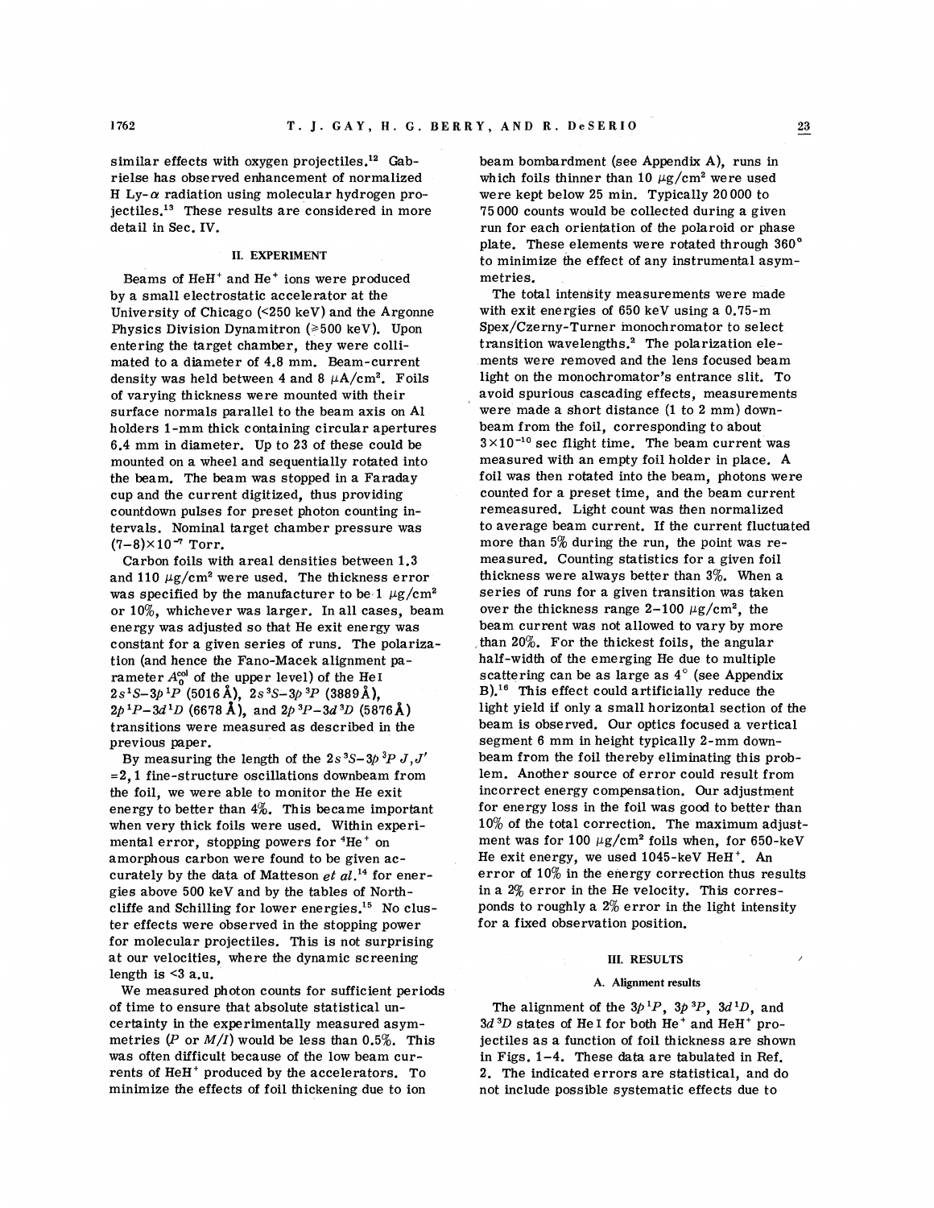similar effects with oxygen projectiles.[12] Gabrielse has observed enhancement of normalized H Ly-$\alpha$ radiation using molecular hydrogen projectiles.[13] These results are considered in more detail in Sec. IV.

## II. EXPERIMENT

Beams of $HeH^+$ and $He^+$ ions were produced by a small electrostatic accelerator at the University of Chicago (<250 keV) and the Argonne Physics Division Dynamitron (≥500 keV). Upon entering the target chamber, they were collimated to a diameter of 4.8 mm. Beam-current density was held between 4 and 8 $\mu A/cm^2$. Foils of varying thickness were mounted with their surface normals parallel to the beam axis on Al holders 1-mm thick containing circular apertures 6.4 mm in diameter. Up to 23 of these could be mounted on a wheel and sequentially rotated into the beam. The beam was stopped in a Faraday cup and the current digitized, thus providing countdown pulses for preset photon counting intervals. Nominal target chamber pressure was $(7-8)\times10^{-7}$ Torr.

Carbon foils with areal densities between 1.3 and 110 $\mu g/cm^2$ were used. The thickness error was specified by the manufacturer to be 1 $\mu g/cm^2$ or 10%, whichever was larger. In all cases, beam energy was adjusted so that He exit energy was constant for a given series of runs. The polarization (and hence the Fano-Macek alignment parameter $A_0^{col}$ of the upper level) of the He I $2s\,^1S-3p\,^1P$ (5016 Å), $2s\,^3S-3p\,^3P$ (3889 Å), $2p\,^1P-3d\,^1D$ (6678 Å), and $2p\,^3P-3d\,^3D$ (5876 Å) transitions were measured as described in the previous paper.

By measuring the length of the $2s\,^3S-3p\,^3P$ $J,J'=2,1$ fine-structure oscillations downbeam from the foil, we were able to monitor the He exit energy to better than 4%. This became important when very thick foils were used. Within experimental error, stopping powers for $^4He^+$ on amorphous carbon were found to be given accurately by the data of Matteson *et al.*[14] for energies above 500 keV and by the tables of Northcliffe and Schilling for lower energies.[15] No cluster effects were observed in the stopping power for molecular projectiles. This is not surprising at our velocities, where the dynamic screening length is <3 a.u.

We measured photon counts for sufficient periods of time to ensure that absolute statistical uncertainty in the experimentally measured asymmetries ($P$ or $M/I$) would be less than 0.5%. This was often difficult because of the low beam currents of $HeH^+$ produced by the accelerators. To minimize the effects of foil thickening due to ion beam bombardment (see Appendix A), runs in which foils thinner than 10 $\mu g/cm^2$ were used were kept below 25 min. Typically 20 000 to 75 000 counts would be collected during a given run for each orientation of the polaroid or phase plate. These elements were rotated through 360° to minimize the effect of any instrumental asymmetries.

The total intensity measurements were made with exit energies of 650 keV using a 0.75-m Spex/Czerny-Turner monochromator to select transition wavelengths.[2] The polarization elements were removed and the lens focused beam light on the monochromator's entrance slit. To avoid spurious cascading effects, measurements were made a short distance (1 to 2 mm) downbeam from the foil, corresponding to about $3\times10^{-10}$ sec flight time. The beam current was measured with an empty foil holder in place. A foil was then rotated into the beam, photons were counted for a preset time, and the beam current remeasured. Light count was then normalized to average beam current. If the current fluctuated more than 5% during the run, the point was remeasured. Counting statistics for a given foil thickness were always better than 3%. When a series of runs for a given transition was taken over the thickness range 2–100 $\mu g/cm^2$, the beam current was not allowed to vary by more than 20%. For the thickest foils, the angular half-width of the emerging He due to multiple scattering can be as large as 4° (see Appendix B).[16] This effect could artificially reduce the light yield if only a small horizontal section of the beam is observed. Our optics focused a vertical segment 6 mm in height typically 2-mm downbeam from the foil thereby eliminating this problem. Another source of error could result from incorrect energy compensation. Our adjustment for energy loss in the foil was good to better than 10% of the total correction. The maximum adjustment was for 100 $\mu g/cm^2$ foils when, for 650-keV He exit energy, we used 1045-keV $HeH^+$. An error of 10% in the energy correction thus results in a 2% error in the He velocity. This corresponds to roughly a 2% error in the light intensity for a fixed observation position.

## III. RESULTS

### A. Alignment results

The alignment of the $3p\,^1P$, $3p\,^3P$, $3d\,^1D$, and $3d\,^3D$ states of He I for both $He^+$ and $HeH^+$ projectiles as a function of foil thickness are shown in Figs. 1–4. These data are tabulated in Ref. 2. The indicated errors are statistical, and do not include possible systematic effects due to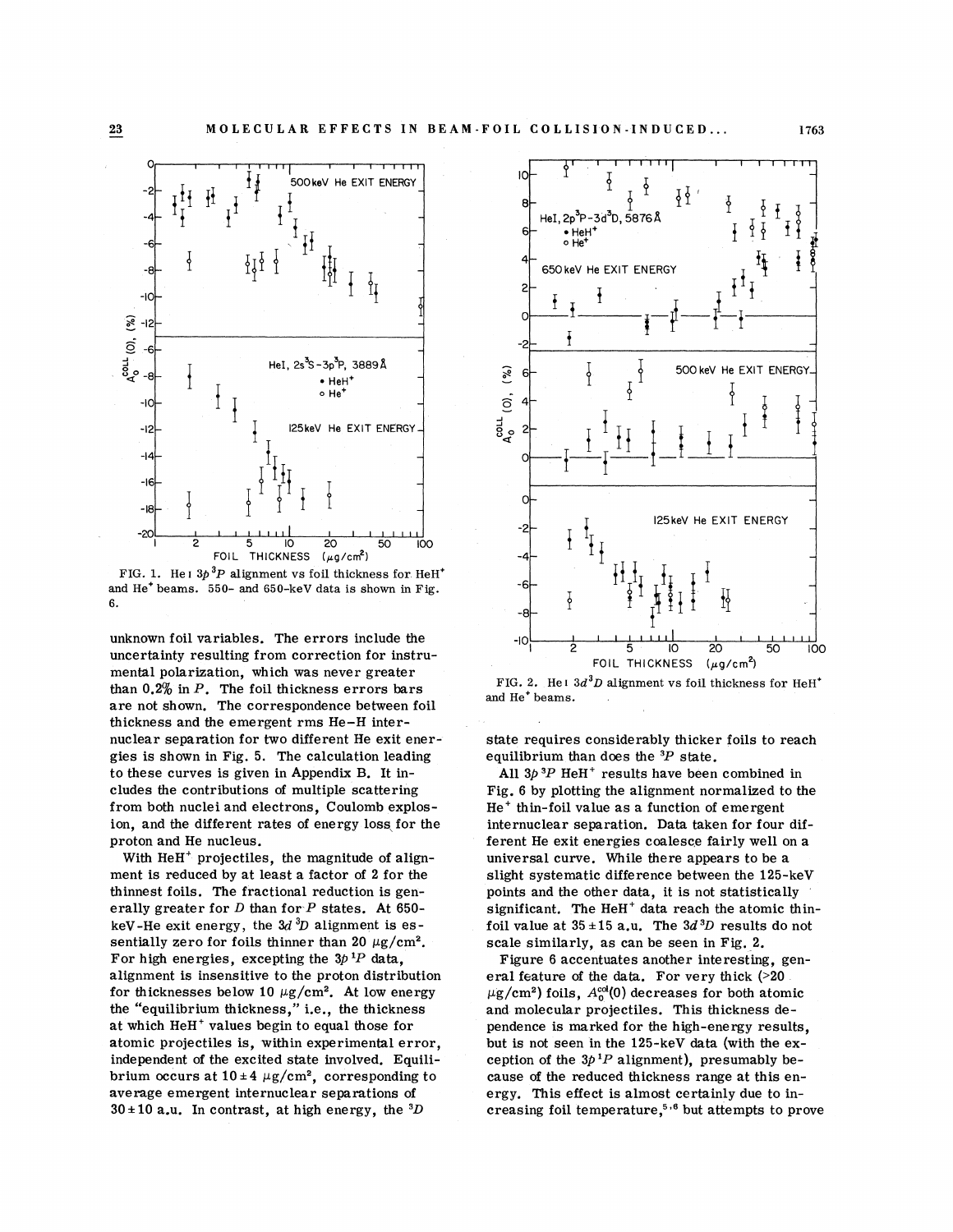FIG. 1. He I $3p\,^3P$ alignment vs foil thickness for $HeH^+$ and $He^+$ beams. 550- and 650-keV data is shown in Fig. 6.

unknown foil variables. The errors include the uncertainty resulting from correction for instrumental polarization, which was never greater than 0.2% in $P$. The foil thickness errors bars are not shown. The correspondence between foil thickness and the emergent rms He–H internuclear separation for two different He exit energies is shown in Fig. 5. The calculation leading to these curves is given in Appendix B. It includes the contributions of multiple scattering from both nuclei and electrons, Coulomb explosion, and the different rates of energy loss for the proton and He nucleus.

With $HeH^+$ projectiles, the magnitude of alignment is reduced by at least a factor of 2 for the thinnest foils. The fractional reduction is generally greater for $D$ than for $P$ states. At 650-keV-He exit energy, the $3d\,^3D$ alignment is essentially zero for foils thinner than 20 $\mu g/cm^2$. For high energies, excepting the $3p\,^1P$ data, alignment is insensitive to the proton distribution for thicknesses below 10 $\mu g/cm^2$. At low energy the "equilibrium thickness," i.e., the thickness at which $HeH^+$ values begin to equal those for atomic projectiles is, within experimental error, independent of the excited state involved. Equilibrium occurs at $10 \pm 4$ $\mu g/cm^2$, corresponding to average emergent internuclear separations of $30 \pm 10$ a.u. In contrast, at high energy, the $^3D$ state requires considerably thicker foils to reach equilibrium than does the $^3P$ state.

FIG. 2. He I $3d\,^3D$ alignment vs foil thickness for $HeH^+$ and $He^+$ beams.

All $3p\,^3P$ $HeH^+$ results have been combined in Fig. 6 by plotting the alignment normalized to the $He^+$ thin-foil value as a function of emergent internuclear separation. Data taken for four different He exit energies coalesce fairly well on a universal curve. While there appears to be a slight systematic difference between the 125-keV points and the other data, it is not statistically significant. The $HeH^+$ data reach the atomic thin-foil value at $35 \pm 15$ a.u. The $3d\,^3D$ results do not scale similarly, as can be seen in Fig. 2.

Figure 6 accentuates another interesting, general feature of the data. For very thick (>20 $\mu g/cm^2$) foils, $A_0^{col}(0)$ decreases for both atomic and molecular projectiles. This thickness dependence is marked for the high-energy results, but is not seen in the 125-keV data (with the exception of the $3p\,^1P$ alignment), presumably because of the reduced thickness range at this energy. This effect is almost certainly due to increasing foil temperature,[5,6] but attempts to prove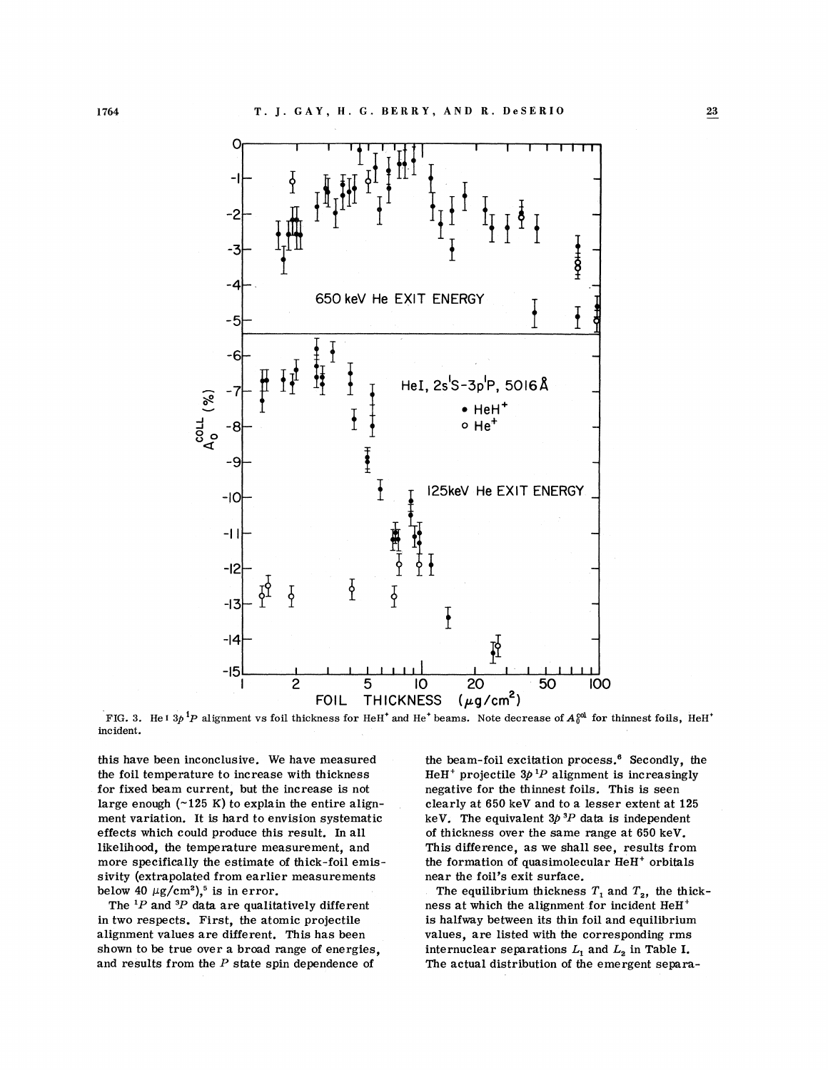FIG. 3. He I $3p\,^1P$ alignment vs foil thickness for $HeH^+$ and $He^+$ beams. Note decrease of $A_0^{col}$ for thinnest foils, $HeH^+$ incident.

this have been inconclusive. We have measured the foil temperature to increase with thickness for fixed beam current, but the increase is not large enough (~125 K) to explain the entire alignment variation. It is hard to envision systematic effects which could produce this result. In all likelihood, the temperature measurement, and more specifically the estimate of thick-foil emissivity (extrapolated from earlier measurements below 40 $\mu g/cm^2$),[5] is in error.

The $^1P$ and $^3P$ data are qualitatively different in two respects. First, the atomic projectile alignment values are different. This has been shown to be true over a broad range of energies, and results from the $P$ state spin dependence of the beam-foil excitation process.[6] Secondly, the $HeH^+$ projectile $3p\,^1P$ alignment is increasingly negative for the thinnest foils. This is seen clearly at 650 keV and to a lesser extent at 125 keV. The equivalent $3p\,^3P$ data is independent of thickness over the same range at 650 keV. This difference, as we shall see, results from the formation of quasimolecular $HeH^+$ orbitals near the foil's exit surface.

The equilibrium thickness $T_1$ and $T_2$, the thickness at which the alignment for incident $HeH^+$ is halfway between its thin foil and equilibrium values, are listed with the corresponding rms internuclear separations $L_1$ and $L_2$ in Table I. The actual distribution of the emergent separa-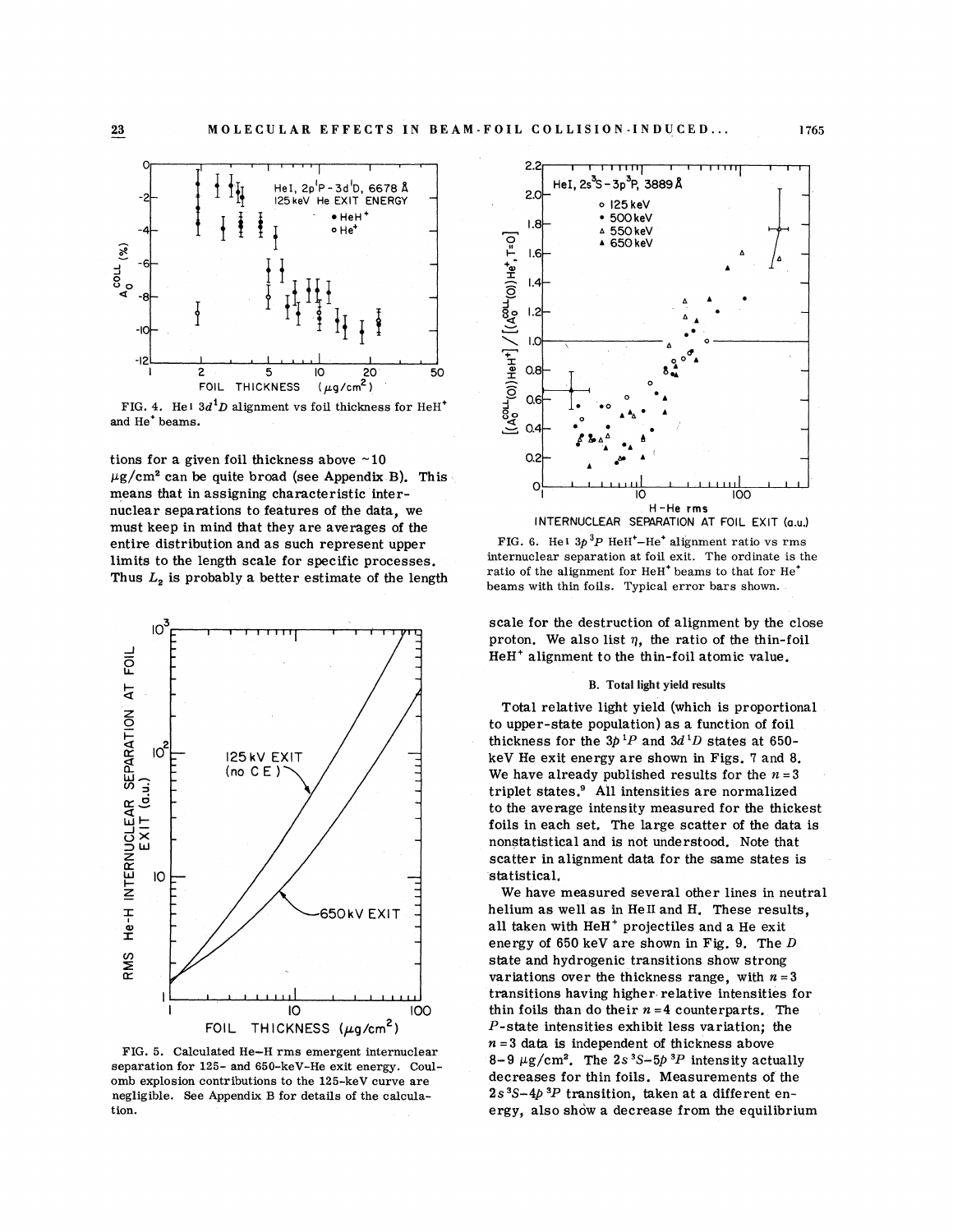FIG. 4. He I $3d\,^1D$ alignment vs foil thickness for $HeH^+$ and $He^+$ beams.

tions for a given foil thickness above ~10 $\mu g/cm^2$ can be quite broad (see Appendix B). This means that in assigning characteristic internuclear separations to features of the data, we must keep in mind that they are averages of the entire distribution and as such represent upper limits to the length scale for specific processes. Thus $L_2$ is probably a better estimate of the length scale for the destruction of alignment by the close proton. We also list $\eta$, the ratio of the thin-foil $HeH^+$ alignment to the thin-foil atomic value.

FIG. 5. Calculated He–H rms emergent internuclear separation for 125- and 650-keV-He exit energy. Coulomb explosion contributions to the 125-keV curve are negligible. See Appendix B for details of the calculation.

FIG. 6. He I $3p\,^3P$ $HeH^+$–$He^+$ alignment ratio vs rms internuclear separation at foil exit. The ordinate is the ratio of the alignment for $HeH^+$ beams to that for $He^+$ beams with thin foils. Typical error bars shown.

### B. Total light yield results

Total relative light yield (which is proportional to upper-state population) as a function of foil thickness for the $3p\,^1P$ and $3d\,^1D$ states at 650-keV He exit energy are shown in Figs. 7 and 8. We have already published results for the $n=3$ triplet states.[9] All intensities are normalized to the average intensity measured for the thickest foils in each set. The large scatter of the data is nonstatistical and is not understood. Note that scatter in alignment data for the same states is statistical.

We have measured several other lines in neutral helium as well as in He II and H. These results, all taken with $HeH^+$ projectiles and a He exit energy of 650 keV are shown in Fig. 9. The $D$ state and hydrogenic transitions show strong variations over the thickness range, with $n=3$ transitions having higher relative intensities for thin foils than do their $n=4$ counterparts. The $P$-state intensities exhibit less variation; the $n=3$ data is independent of thickness above 8-9 $\mu g/cm^2$. The $2s\,^3S$–$5p\,^3P$ intensity actually decreases for thin foils. Measurements of the $2s\,^3S$–$4p\,^3P$ transition, taken at a different energy, also show a decrease from the equilibrium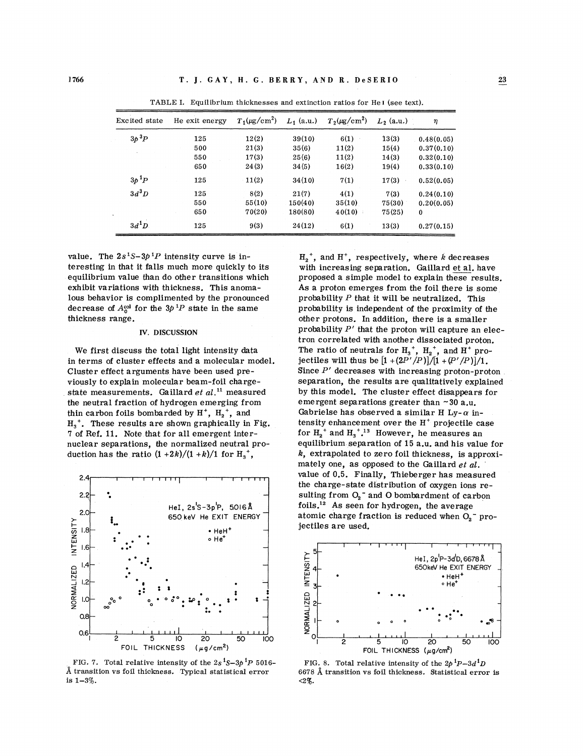TABLE I. Equilibrium thicknesses and extinction ratios for He I (see text).

| Excited state | He exit energy | $T_1(\mu g/cm^2)$ | $L_1$ (a.u.) | $T_2(\mu g/cm^2)$ | $L_2$ (a.u.) | $\eta$ |
|---|---|---|---|---|---|---|
| $3p\,^3P$ | 125 | 12(2) | 39(10) | 6(1) | 13(3) | 0.48(0.05) |
| | 500 | 21(3) | 35(6) | 11(2) | 15(4) | 0.37(0.10) |
| | 550 | 17(3) | 25(6) | 11(2) | 14(3) | 0.32(0.10) |
| | 650 | 24(3) | 34(5) | 16(2) | 19(4) | 0.33(0.10) |
| $3p\,^1P$ | 125 | 11(2) | 34(10) | 7(1) | 17(3) | 0.52(0.05) |
| $3d\,^3D$ | 125 | 8(2) | 21(7) | 4(1) | 7(3) | 0.24(0.10) |
| | 550 | 55(10) | 150(40) | 35(10) | 75(30) | 0.20(0.05) |
| | 650 | 70(20) | 180(80) | 40(10) | 75(25) | 0 |
| $3d\,^1D$ | 125 | 9(3) | 24(12) | 6(1) | 13(3) | 0.27(0.15) |

value. The $2s\,^1S$–$3p\,^1P$ intensity curve is interesting in that it falls much more quickly to its equilibrium value than do other transitions which exhibit variations with thickness. This anomalous behavior is complimented by the pronounced decrease of $A_0^{col}$ for the $3p\,^1P$ state in the same thickness range.

## IV. DISCUSSION

We first discuss the total light intensity data in terms of cluster effects and a molecular model. Cluster effect arguments have been used previously to explain molecular beam-foil charge-state measurements. Gaillard *et al.*[11] measured the neutral fraction of hydrogen emerging from thin carbon foils bombarded by $H^+$, $H_2^+$, and $H_3^+$. These results are shown graphically in Fig. 7 of Ref. 11. Note that for all emergent internuclear separations, the normalized neutral production has the ratio $(1+2k)/(1+k)/1$ for $H_3^+$, $H_2^+$, and $H^+$, respectively, where $k$ decreases with increasing separation. Gaillard et al. have proposed a simple model to explain these results. As a proton emerges from the foil there is some probability $P$ that it will be neutralized. This probability is independent of the proximity of the other protons. In addition, there is a smaller probability $P'$ that the proton will capture an electron correlated with another dissociated proton. The ratio of neutrals for $H_3^+$, $H_2^+$, and $H^+$ projectiles will thus be $[1+(2P'/P)]/[1+(P'/P)]/1$. Since $P'$ decreases with increasing proton-proton separation, the results are qualitatively explained by this model. The cluster effect disappears for emergent separations greater than ~30 a.u. Gabrielse has observed a similar H Ly-$\alpha$ intensity enhancement over the $H^+$ projectile case for $H_2^+$ and $H_3^+$.[13] However, he measures an equilibrium separation of 15 a.u. and his value for $k$, extrapolated to zero foil thickness, is approximately one, as opposed to the Gaillard *et al.* value of 0.5. Finally, Thieberger has measured the charge-state distribution of oxygen ions resulting from $O_2^-$ and O bombardment of carbon foils.[12] As seen for hydrogen, the average atomic charge fraction is reduced when $O_2^-$ projectiles are used.

FIG. 7. Total relative intensity of the $2s\,^1S$–$3p\,^1P$ 5016-Å transition vs foil thickness. Typical statistical error is 1–3%.

FIG. 8. Total relative intensity of the $2p\,^1P$–$3d\,^1D$ 6678 Å transition vs foil thickness. Statistical error is <2%.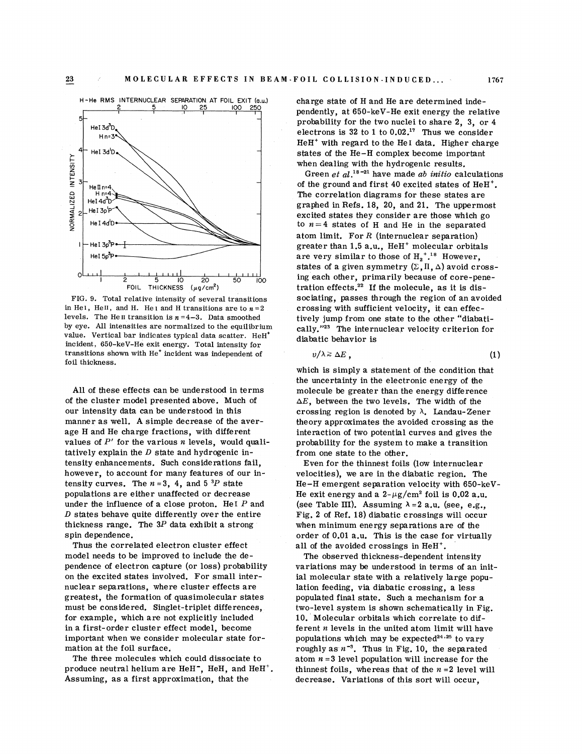FIG. 9. Total relative intensity of several transitions in He I, He II, and H. He I and H transitions are to $n=2$ levels. The He II transition is $n=4$–3. Data smoothed by eye. All intensities are normalized to the equilibrium value. Vertical bar indicates typical data scatter. $HeH^+$ incident, 650-keV-He exit energy. Total intensity for transitions shown with $He^+$ incident was independent of foil thickness.

All of these effects can be understood in terms of the cluster model presented above. Much of our intensity data can be understood in this manner as well. A simple decrease of the average H and He charge fractions, with different values of $P'$ for the various $n$ levels, would qualitatively explain the $D$ state and hydrogenic intensity enhancements. Such considerations fail, however, to account for many features of our intensity curves. The $n=3$, 4, and 5 $^3P$ state populations are either unaffected or decrease under the influence of a close proton. He I $P$ and $D$ states behave quite differently over the entire thickness range. The $3P$ data exhibit a strong spin dependence.

Thus the correlated electron cluster effect model needs to be improved to include the dependence of electron capture (or loss) probability on the excited states involved. For small internuclear separations, where cluster effects are greatest, the formation of quasimolecular states must be considered. Singlet-triplet differences, for example, which are not explicitly included in a first-order cluster effect model, become important when we consider molecular state formation at the foil surface.

The three molecules which could dissociate to produce neutral helium are $HeH^-$, HeH, and $HeH^+$. Assuming, as a first approximation, that the charge state of H and He are determined independently, at 650-keV-He exit energy the relative probability for the two nuclei to share 2, 3, or 4 electrons is 32 to 1 to 0.02.[17] Thus we consider $HeH^+$ with regard to the He I data. Higher charge states of the He–H complex become important when dealing with the hydrogenic results.

Green *et al.*[18–21] have made *ab initio* calculations of the ground and first 40 excited states of $HeH^+$. The correlation diagrams for these states are graphed in Refs. 18, 20, and 21. The uppermost excited states they consider are those which go to $n=4$ states of H and He in the separated atom limit. For $R$ (internuclear separation) greater than 1.5 a.u., $HeH^+$ molecular orbitals are very similar to those of $H_2^+$.[18] However, states of a given symmetry ($\Sigma, \Pi, \Delta$) avoid crossing each other, primarily because of core-penetration effects.[22] If the molecule, as it is dissociating, passes through the region of an avoided crossing with sufficient velocity, it can effectively jump from one state to the other "diabatically."[23] The internuclear velocity criterion for diabatic behavior is

$$v/\lambda \gtrsim \Delta E\,, \tag{1}$$

which is simply a statement of the condition that the uncertainty in the electronic energy of the molecule be greater than the energy difference $\Delta E$, between the two levels. The width of the crossing region is denoted by $\lambda$. Landau-Zener theory approximates the avoided crossing as the interaction of two potential curves and gives the probability for the system to make a transition from one state to the other.

Even for the thinnest foils (low internuclear velocities), we are in the diabatic region. The He–H emergent separation velocity with 650-keV-He exit energy and a 2-$\mu$g/cm$^2$ foil is 0.02 a.u. (see Table III). Assuming $\lambda=2$ a.u. (see, e.g., Fig. 2 of Ref. 18) diabatic crossings will occur when minimum energy separations are of the order of 0.01 a.u. This is the case for virtually all of the avoided crossings in $HeH^+$.

The observed thickness-dependent intensity variations may be understood in terms of an initial molecular state with a relatively large population feeding, via diabatic crossing, a less populated final state. Such a mechanism for a two-level system is shown schematically in Fig. 10. Molecular orbitals which correlate to different $n$ levels in the united atom limit will have populations which may be expected[24,25] to vary roughly as $n^{-3}$. Thus in Fig. 10, the separated atom $n=3$ level population will increase for the thinnest foils, whereas that of the $n=2$ level will decrease. Variations of this sort will occur,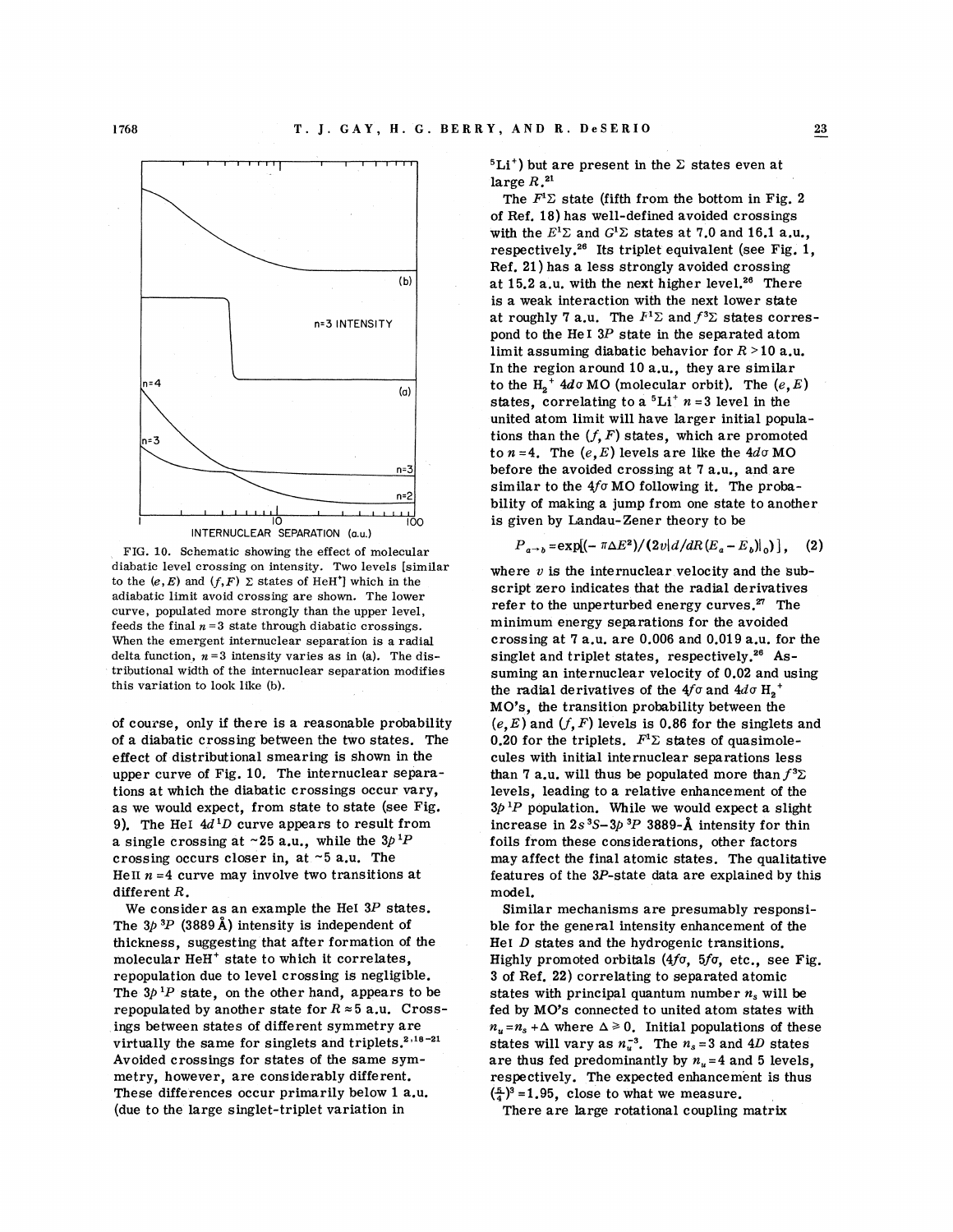FIG. 10. Schematic showing the effect of molecular diabatic level crossing on intensity. Two levels [similar to the $(e,E)$ and $(f,F)$ $\Sigma$ states of $HeH^+$] which in the adiabatic limit avoid crossing are shown. The lower curve, populated more strongly than the upper level, feeds the final $n=3$ state through diabatic crossings. When the emergent internuclear separation is a radial delta function, $n=3$ intensity varies as in (a). The distributional width of the internuclear separation modifies this variation to look like (b).

of course, only if there is a reasonable probability of a diabatic crossing between the two states. The effect of distributional smearing is shown in the upper curve of Fig. 10. The internuclear separations at which the diabatic crossings occur vary, as we would expect, from state to state (see Fig. 9). The He I $4d\,^1D$ curve appears to result from a single crossing at ~25 a.u., while the $3p\,^1P$ crossing occurs closer in, at ~5 a.u. The He II $n=4$ curve may involve two transitions at different $R$.

We consider as an example the He I $3P$ states. The $3p\,^3P$ (3889 Å) intensity is independent of thickness, suggesting that after formation of the molecular $HeH^+$ state to which it correlates, repopulation due to level crossing is negligible. The $3p\,^1P$ state, on the other hand, appears to be repopulated by another state for $R \approx 5$ a.u. Crossings between states of different symmetry are virtually the same for singlets and triplets.[2,18-21] Avoided crossings for states of the same symmetry, however, are considerably different. These differences occur primarily below 1 a.u. (due to the large singlet-triplet variation in $^5Li^+$) but are present in the $\Sigma$ states even at large $R$.[21]

The $F^1\Sigma$ state (fifth from the bottom in Fig. 2 of Ref. 18) has well-defined avoided crossings with the $E^1\Sigma$ and $G^1\Sigma$ states at 7.0 and 16.1 a.u., respectively.[26] Its triplet equivalent (see Fig. 1, Ref. 21) has a less strongly avoided crossing at 15.2 a.u. with the next higher level.[26] There is a weak interaction with the next lower state at roughly 7 a.u. The $F^1\Sigma$ and $f^3\Sigma$ states correspond to the He I $3P$ state in the separated atom limit assuming diabatic behavior for $R > 10$ a.u. In the region around 10 a.u., they are similar to the $H_2^+$ $4d\sigma$ MO (molecular orbit). The $(e,E)$ states, correlating to a $^5Li^+$ $n=3$ level in the united atom limit will have larger initial populations than the $(f,F)$ states, which are promoted to $n=4$. The $(e,E)$ levels are like the $4d\sigma$ MO before the avoided crossing at 7 a.u., and are similar to the $4f\sigma$ MO following it. The probability of making a jump from one state to another is given by Landau-Zener theory to be

$$P_{a\to b} = \exp[(-\pi\Delta E^2)/(2v|d/dR(E_a - E_b)|_0)]\,, \quad (2)$$

where $v$ is the internuclear velocity and the subscript zero indicates that the radial derivatives refer to the unperturbed energy curves.[27] The minimum energy separations for the avoided crossing at 7 a.u. are 0.006 and 0.019 a.u. for the singlet and triplet states, respectively.[26] Assuming an internuclear velocity of 0.02 and using the radial derivatives of the $4f\sigma$ and $4d\sigma$ $H_2^+$ MO's, the transition probability between the $(e,E)$ and $(f,F)$ levels is 0.86 for the singlets and 0.20 for the triplets. $F^1\Sigma$ states of quasimolecules with initial internuclear separations less than 7 a.u. will thus be populated more than $f^3\Sigma$ levels, leading to a relative enhancement of the $3p\,^1P$ population. While we would expect a slight increase in $2s\,^3S$–$3p\,^3P$ 3889-Å intensity for thin foils from these considerations, other factors may affect the final atomic states. The qualitative features of the $3P$-state data are explained by this model.

Similar mechanisms are presumably responsible for the general intensity enhancement of the He I $D$ states and the hydrogenic transitions. Highly promoted orbitals ($4f\sigma$, $5f\sigma$, etc., see Fig. 3 of Ref. 22) correlating to separated atomic states with principal quantum number $n_s$ will be fed by MO's connected to united atom states with $n_u = n_s + \Delta$ where $\Delta \geq 0$. Initial populations of these states will vary as $n_u^{-3}$. The $n_s = 3$ and $4D$ states are thus fed predominantly by $n_u = 4$ and 5 levels, respectively. The expected enhancement is thus $(\frac{5}{4})^3 = 1.95$, close to what we measure.

There are large rotational coupling matrix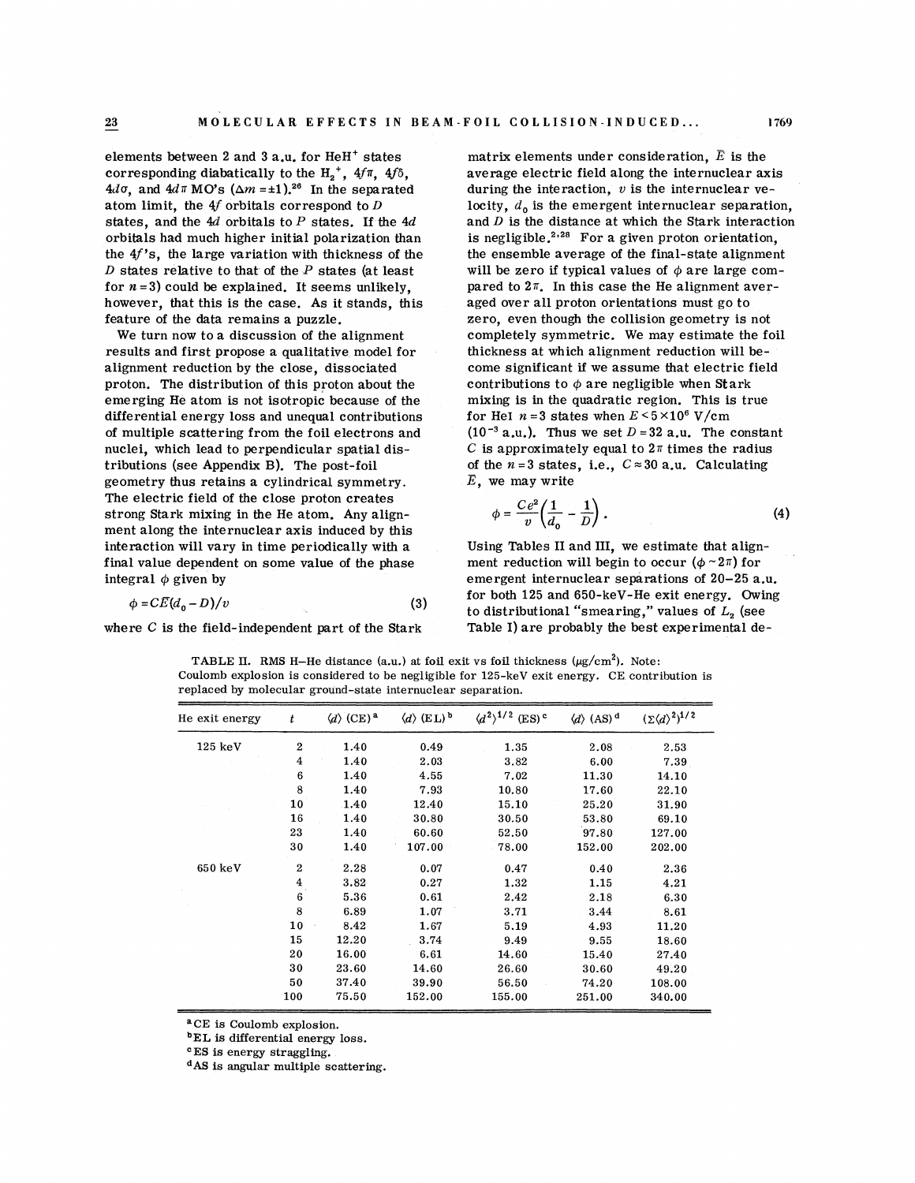elements between 2 and 3 a.u. for $HeH^+$ states corresponding diabatically to the $H_2^+$, $4f\pi$, $4f\delta$, $4d\sigma$, and $4d\pi$ MO's ($\Delta m = \pm 1$).[26] In the separated atom limit, the $4f$ orbitals correspond to $D$ states, and the $4d$ orbitals to $P$ states. If the $4d$ orbitals had much higher initial polarization than the $4f$'s, the large variation with thickness of the $D$ states relative to that of the $P$ states (at least for $n=3$) could be explained. It seems unlikely, however, that this is the case. As it stands, this feature of the data remains a puzzle.

We turn now to a discussion of the alignment results and first propose a qualitative model for alignment reduction by the close, dissociated proton. The distribution of this proton about the emerging He atom is not isotropic because of the differential energy loss and unequal contributions of multiple scattering from the foil electrons and nuclei, which lead to perpendicular spatial distributions (see Appendix B). The post-foil geometry thus retains a cylindrical symmetry. The electric field of the close proton creates strong Stark mixing in the He atom. Any alignment along the internuclear axis induced by this interaction will vary in time periodically with a final value dependent on some value of the phase integral $\phi$ given by

$$\phi = C\bar{E}(d_0 - D)/v \tag{3}$$

where $C$ is the field-independent part of the Stark matrix elements under consideration, $\bar{E}$ is the average electric field along the internuclear axis during the interaction, $v$ is the internuclear velocity, $d_0$ is the emergent internuclear separation, and $D$ is the distance at which the Stark interaction is negligible.[2,28] For a given proton orientation, the ensemble average of the final-state alignment will be zero if typical values of $\phi$ are large compared to $2\pi$. In this case the He alignment averaged over all proton orientations must go to zero, even though the collision geometry is not completely symmetric. We may estimate the foil thickness at which alignment reduction will become significant if we assume that electric field contributions to $\phi$ are negligible when Stark mixing is in the quadratic region. This is true for HeI $n=3$ states when $E < 5\times10^6$ V/cm ($10^{-3}$ a.u.). Thus we set $D = 32$ a.u. The constant $C$ is approximately equal to $2\pi$ times the radius of the $n=3$ states, i.e., $C \approx 30$ a.u. Calculating $\bar{E}$, we may write

$$\phi = \frac{Ce^2}{v}\left(\frac{1}{d_0} - \frac{1}{D}\right). \tag{4}$$

Using Tables II and III, we estimate that alignment reduction will begin to occur ($\phi \sim 2\pi$) for emergent internuclear separations of 20–25 a.u. for both 125 and 650-keV-He exit energy. Owing to distributional "smearing," values of $L_2$ (see Table I) are probably the best experimental de-

TABLE II. RMS H–He distance (a.u.) at foil exit vs foil thickness ($\mu$g/cm$^2$). Note: Coulomb explosion is considered to be negligible for 125-keV exit energy. CE contribution is replaced by molecular ground-state internuclear separation.

| He exit energy | $t$ | $\langle d\rangle$ (CE)[a] | $\langle d\rangle$ (EL)[b] | $\langle d^2\rangle^{1/2}$ (ES)[c] | $\langle d\rangle$ (AS)[d] | $(\Sigma\langle d\rangle^2)^{1/2}$ |
|---|---|---|---|---|---|---|
| 125 keV | 2 | 1.40 | 0.49 | 1.35 | 2.08 | 2.53 |
| | 4 | 1.40 | 2.03 | 3.82 | 6.00 | 7.39 |
| | 6 | 1.40 | 4.55 | 7.02 | 11.30 | 14.10 |
| | 8 | 1.40 | 7.93 | 10.80 | 17.60 | 22.10 |
| | 10 | 1.40 | 12.40 | 15.10 | 25.20 | 31.90 |
| | 16 | 1.40 | 30.80 | 30.50 | 53.80 | 69.10 |
| | 23 | 1.40 | 60.60 | 52.50 | 97.80 | 127.00 |
| | 30 | 1.40 | 107.00 | 78.00 | 152.00 | 202.00 |
| 650 keV | 2 | 2.28 | 0.07 | 0.47 | 0.40 | 2.36 |
| | 4 | 3.82 | 0.27 | 1.32 | 1.15 | 4.21 |
| | 6 | 5.36 | 0.61 | 2.42 | 2.18 | 6.30 |
| | 8 | 6.89 | 1.07 | 3.71 | 3.44 | 8.61 |
| | 10 | 8.42 | 1.67 | 5.19 | 4.93 | 11.20 |
| | 15 | 12.20 | 3.74 | 9.49 | 9.55 | 18.60 |
| | 20 | 16.00 | 6.61 | 14.60 | 15.40 | 27.40 |
| | 30 | 23.60 | 14.60 | 26.60 | 30.60 | 49.20 |
| | 50 | 37.40 | 39.90 | 56.50 | 74.20 | 108.00 |
| | 100 | 75.50 | 152.00 | 155.00 | 251.00 | 340.00 |

[a]CE is Coulomb explosion.

[b]EL is differential energy loss.

[c]ES is energy straggling.

[d]AS is angular multiple scattering.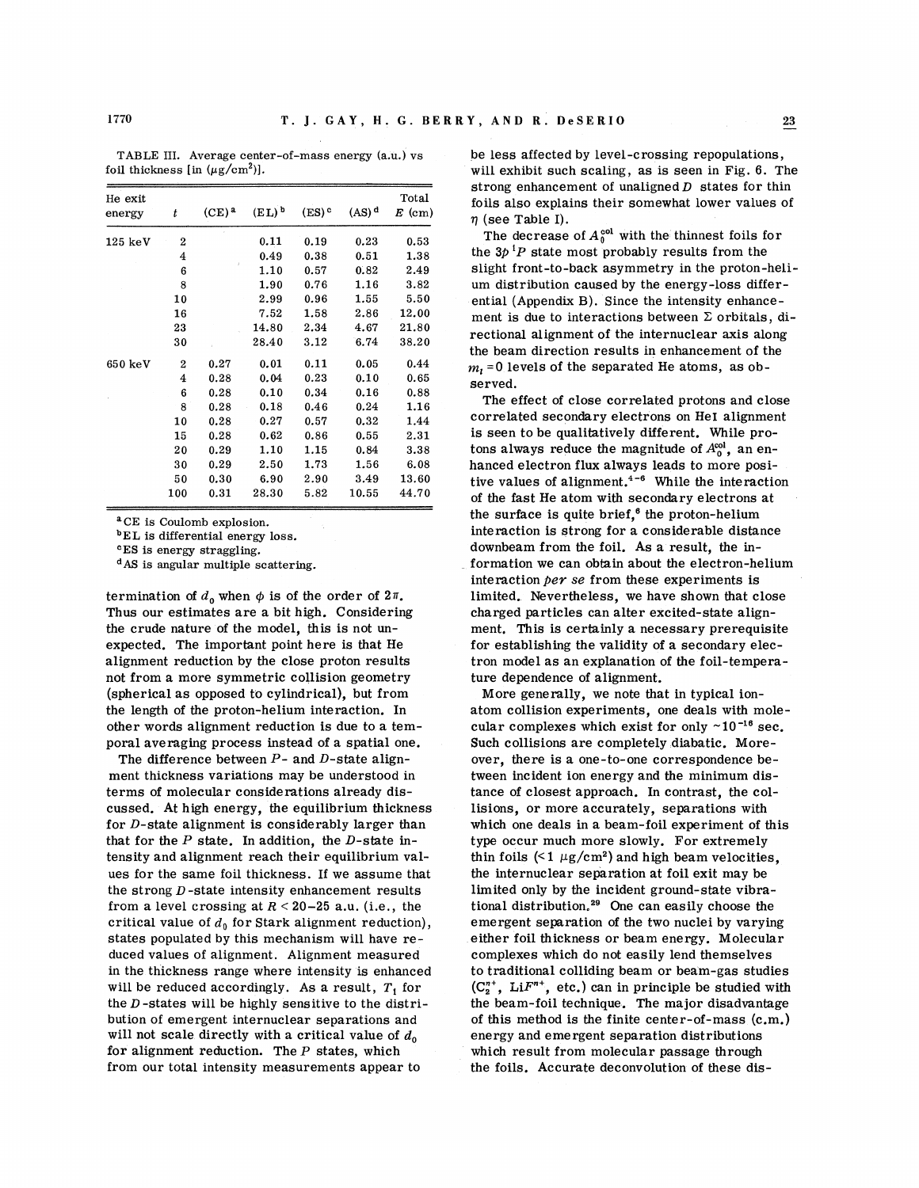TABLE III. Average center-of-mass energy (a.u.) vs foil thickness [in ($\mu$g/cm$^2$)].

| He exit energy | $t$ | (CE)[a] | (EL)[b] | (ES)[c] | (AS)[d] | Total $E$ (cm) |
|---|---|---|---|---|---|---|
| 125 keV | 2 | | 0.11 | 0.19 | 0.23 | 0.53 |
| | 4 | | 0.49 | 0.38 | 0.51 | 1.38 |
| | 6 | | 1.10 | 0.57 | 0.82 | 2.49 |
| | 8 | | 1.90 | 0.76 | 1.16 | 3.82 |
| | 10 | | 2.99 | 0.96 | 1.55 | 5.50 |
| | 16 | | 7.52 | 1.58 | 2.86 | 12.00 |
| | 23 | | 14.80 | 2.34 | 4.67 | 21.80 |
| | 30 | | 28.40 | 3.12 | 6.74 | 38.20 |
| 650 keV | 2 | 0.27 | 0.01 | 0.11 | 0.05 | 0.44 |
| | 4 | 0.28 | 0.04 | 0.23 | 0.10 | 0.65 |
| | 6 | 0.28 | 0.10 | 0.34 | 0.16 | 0.88 |
| | 8 | 0.28 | 0.18 | 0.46 | 0.24 | 1.16 |
| | 10 | 0.28 | 0.27 | 0.57 | 0.32 | 1.44 |
| | 15 | 0.28 | 0.62 | 0.86 | 0.55 | 2.31 |
| | 20 | 0.29 | 1.10 | 1.15 | 0.84 | 3.38 |
| | 30 | 0.29 | 2.50 | 1.73 | 1.56 | 6.08 |
| | 50 | 0.30 | 6.90 | 2.90 | 3.49 | 13.60 |
| | 100 | 0.31 | 28.30 | 5.82 | 10.55 | 44.70 |

[a] CE is Coulomb explosion.
[b] EL is differential energy loss.
[c] ES is energy straggling.
[d] AS is angular multiple scattering.

termination of $d_0$ when $\phi$ is of the order of $2\pi$. Thus our estimates are a bit high. Considering the crude nature of the model, this is not unexpected. The important point here is that He alignment reduction by the close proton results not from a more symmetric collision geometry (spherical as opposed to cylindrical), but from the length of the proton-helium interaction. In other words alignment reduction is due to a temporal averaging process instead of a spatial one.

The difference between $P$- and $D$-state alignment thickness variations may be understood in terms of molecular considerations already discussed. At high energy, the equilibrium thickness for $D$-state alignment is considerably larger than that for the $P$ state. In addition, the $D$-state intensity and alignment reach their equilibrium values for the same foil thickness. If we assume that the strong $D$-state intensity enhancement results from a level crossing at $R < 20$–$25$ a.u. (i.e., the critical value of $d_0$ for Stark alignment reduction), states populated by this mechanism will have reduced values of alignment. Alignment measured in the thickness range where intensity is enhanced will be reduced accordingly. As a result, $T_1$ for the $D$-states will be highly sensitive to the distribution of emergent internuclear separations and will not scale directly with a critical value of $d_0$ for alignment reduction. The $P$ states, which from our total intensity measurements appear to be less affected by level-crossing repopulations, will exhibit such scaling, as is seen in Fig. 6. The strong enhancement of unaligned $D$ states for thin foils also explains their somewhat lower values of $\eta$ (see Table I).

The decrease of $A_0^{\text{col}}$ with the thinnest foils for the $3p\,^1P$ state most probably results from the slight front-to-back asymmetry in the proton-helium distribution caused by the energy-loss differential (Appendix B). Since the intensity enhancement is due to interactions between $\Sigma$ orbitals, directional alignment of the internuclear axis along the beam direction results in enhancement of the $m_l = 0$ levels of the separated He atoms, as observed.

The effect of close correlated protons and close correlated secondary electrons on HeI alignment is seen to be qualitatively different. While protons always reduce the magnitude of $A_0^{\text{col}}$, an enhanced electron flux always leads to more positive values of alignment.[4–6] While the interaction of the fast He atom with secondary electrons at the surface is quite brief,[6] the proton-helium interaction is strong for a considerable distance downbeam from the foil. As a result, the information we can obtain about the electron-helium interaction *per se* from these experiments is limited. Nevertheless, we have shown that close charged particles can alter excited-state alignment. This is certainly a necessary prerequisite for establishing the validity of a secondary electron model as an explanation of the foil-temperature dependence of alignment.

More generally, we note that in typical ion-atom collision experiments, one deals with molecular complexes which exist for only $\sim 10^{-16}$ sec. Such collisions are completely diabatic. Moreover, there is a one-to-one correspondence between incident ion energy and the minimum distance of closest approach. In contrast, the collisions, or more accurately, separations with which one deals in a beam-foil experiment of this type occur much more slowly. For extremely thin foils ($< 1$ $\mu$g/cm$^2$) and high beam velocities, the internuclear separation at foil exit may be limited only by the incident ground-state vibrational distribution.[29] One can easily choose the emergent separation of the two nuclei by varying either foil thickness or beam energy. Molecular complexes which do not easily lend themselves to traditional colliding beam or beam-gas studies ($C_2^{n+}$, $LiF^{n+}$, etc.) can in principle be studied with the beam-foil technique. The major disadvantage of this method is the finite center-of-mass (c.m.) energy and emergent separation distributions which result from molecular passage through the foils. Accurate deconvolution of these dis-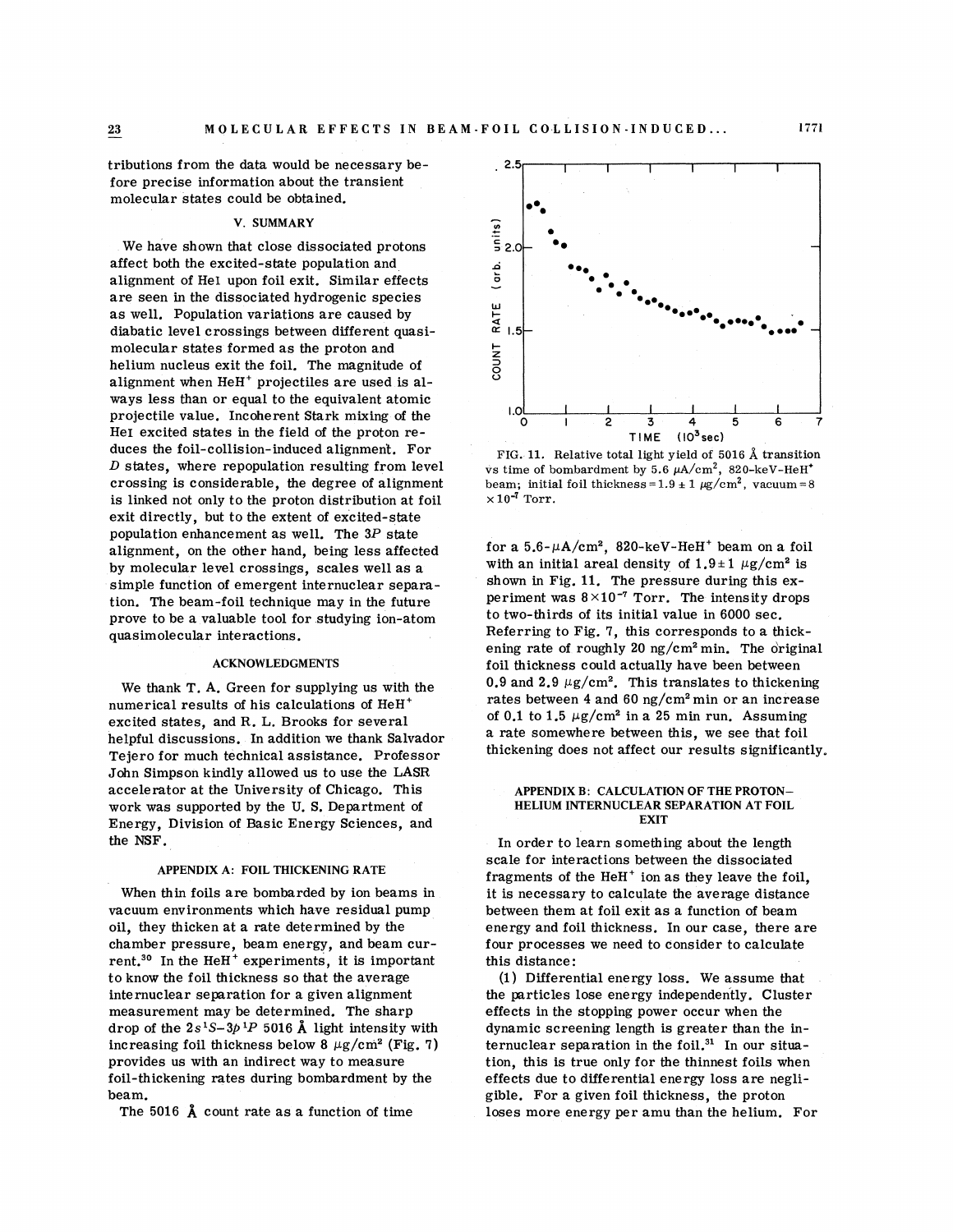tributions from the data would be necessary before precise information about the transient molecular states could be obtained.

## V. SUMMARY

We have shown that close dissociated protons affect both the excited-state population and alignment of HeI upon foil exit. Similar effects are seen in the dissociated hydrogenic species as well. Population variations are caused by diabatic level crossings between different quasimolecular states formed as the proton and helium nucleus exit the foil. The magnitude of alignment when $HeH^+$ projectiles are used is always less than or equal to the equivalent atomic projectile value. Incoherent Stark mixing of the HeI excited states in the field of the proton reduces the foil-collision-induced alignment. For $D$ states, where repopulation resulting from level crossing is considerable, the degree of alignment is linked not only to the proton distribution at foil exit directly, but to the extent of excited-state population enhancement as well. The $3P$ state alignment, on the other hand, being less affected by molecular level crossings, scales well as a simple function of emergent internuclear separation. The beam-foil technique may in the future prove to be a valuable tool for studying ion-atom quasimolecular interactions.

## ACKNOWLEDGMENTS

We thank T. A. Green for supplying us with the numerical results of his calculations of $HeH^+$ excited states, and R. L. Brooks for several helpful discussions. In addition we thank Salvador Tejero for much technical assistance. Professor John Simpson kindly allowed us to use the LASR accelerator at the University of Chicago. This work was supported by the U. S. Department of Energy, Division of Basic Energy Sciences, and the NSF.

## APPENDIX A: FOIL THICKENING RATE

When thin foils are bombarded by ion beams in vacuum environments which have residual pump oil, they thicken at a rate determined by the chamber pressure, beam energy, and beam current.[30] In the $HeH^+$ experiments, it is important to know the foil thickness so that the average internuclear separation measurement may be determined. The sharp drop of the $2s\,^1S$–$3p\,^1P$ 5016 Å light intensity with increasing foil thickness below 8 $\mu g/cm^2$ (Fig. 7) provides us with an indirect way to measure foil-thickening rates during bombardment by the beam.

The 5016 Å count rate as a function of time for a 5.6-$\mu A/cm^2$, 820-keV-$HeH^+$ beam on a foil with an initial areal density of $1.9 \pm 1$ $\mu g/cm^2$ is shown in Fig. 11. The pressure during this experiment was $8 \times 10^{-7}$ Torr. The intensity drops to two-thirds of its initial value in 6000 sec. Referring to Fig. 7, this corresponds to a thickening rate of roughly 20 ng/cm² min. The original foil thickness could actually have been between 0.9 and 2.9 $\mu g/cm^2$. This translates to thickening rates between 4 and 60 ng/cm² min or an increase of 0.1 to 1.5 $\mu g/cm^2$ in a 25 min run. Assuming a rate somewhere between this, we see that foil thickening does not affect our results significantly.

FIG. 11. Relative total light yield of 5016 Å transition vs time of bombardment by 5.6 $\mu A/cm^2$, 820-keV-$HeH^+$ beam; initial foil thickness = $1.9 \pm 1$ $\mu g/cm^2$, vacuum = $8 \times 10^{-7}$ Torr.

## APPENDIX B: CALCULATION OF THE PROTON–HELIUM INTERNUCLEAR SEPARATION AT FOIL EXIT

In order to learn something about the length scale for interactions between the dissociated fragments of the $HeH^+$ ion as they leave the foil, it is necessary to calculate the average distance between them at foil exit as a function of beam energy and foil thickness. In our case, there are four processes we need to consider to calculate this distance:

(1) Differential energy loss. We assume that the particles lose energy independently. Cluster effects in the stopping power occur when the dynamic screening length is greater than the internuclear separation in the foil.[31] In our situation, this is true only for the thinnest foils when effects due to differential energy loss are negligible. For a given foil thickness, the proton loses more energy per amu than the helium. For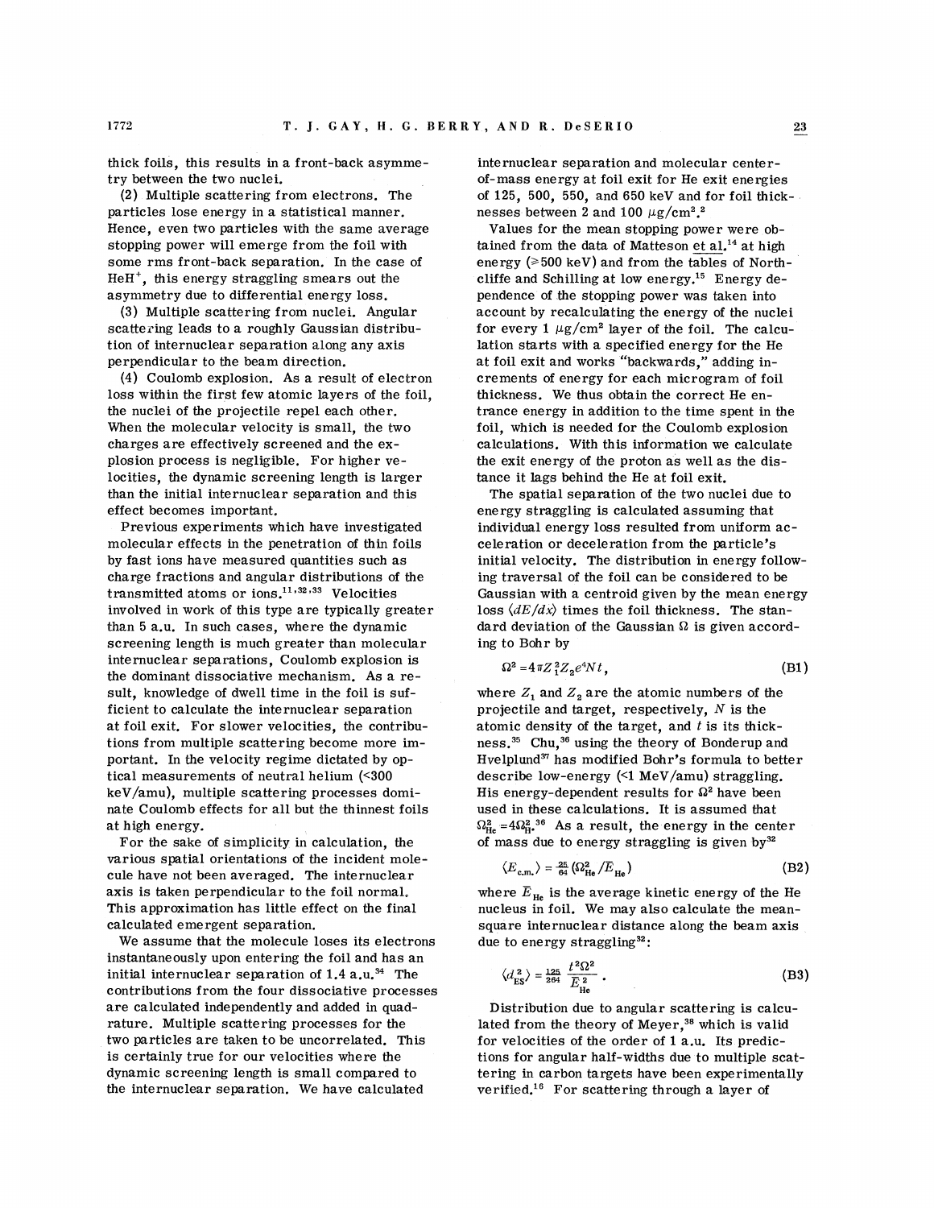thick foils, this results in a front-back asymmetry between the two nuclei.

(2) Multiple scattering from electrons. The particles lose energy in a statistical manner. Hence, even two particles with the same average stopping power will emerge from the foil with some rms front-back separation. In the case of $HeH^+$, this energy straggling smears out the asymmetry due to differential energy loss.

(3) Multiple scattering from nuclei. Angular scattering leads to a roughly Gaussian distribution of internuclear separation along any axis perpendicular to the beam direction.

(4) Coulomb explosion. As a result of electron loss within the first few atomic layers of the foil, the nuclei of the projectile repel each other. When the molecular velocity is small, the two charges are effectively screened and the explosion process is negligible. For higher velocities, the dynamic screening length is larger than the initial internuclear separation and this effect becomes important.

Previous experiments which have investigated molecular effects in the penetration of thin foils by fast ions have measured quantities such as charge fractions and angular distributions of the transmitted atoms or ions.[11,32,33] Velocities involved in work of this type are typically greater than 5 a.u. In such cases, where the dynamic screening length is much greater than molecular internuclear separations, Coulomb explosion is the dominant dissociative mechanism. As a result, knowledge of dwell time in the foil is sufficient to calculate the internuclear separation at foil exit. For slower velocities, the contributions from multiple scattering become more important. In the velocity regime dictated by optical measurements of neutral helium (<300 keV/amu), multiple scattering processes dominate Coulomb effects for all but the thinnest foils at high energy.

For the sake of simplicity in calculation, the various spatial orientations of the incident molecule have not been averaged. The internuclear axis is taken perpendicular to the foil normal. This approximation has little effect on the final calculated emergent separation.

We assume that the molecule loses its electrons instantaneously upon entering the foil and has an initial internuclear separation of 1.4 a.u.[34] The contributions from the four dissociative processes are calculated independently and added in quadrature. Multiple scattering processes for the two particles are taken to be uncorrelated. This is certainly true for our velocities where the dynamic screening length is small compared to the internuclear separation. We have calculated internuclear separation and molecular center-of-mass energy at foil exit for He exit energies of 125, 500, 550, and 650 keV and for foil thicknesses between 2 and 100 μg/cm².[2]

Values for the mean stopping power were obtained from the data of Matteson *et al.*[14] at high energy (⩾500 keV) and from the tables of Northcliffe and Schilling at low energy.[15] Energy dependence of the stopping power was taken into account by recalculating the energy of the nuclei for every 1 μg/cm² layer of the foil. The calculation starts with a specified energy for the He at foil exit and works "backwards," adding increments of energy for each microgram of foil thickness. We thus obtain the correct He entrance energy in addition to the time spent in the foil, which is needed for the Coulomb explosion calculations. With this information we calculate the exit energy of the proton as well as the distance it lags behind the He at foil exit.

The spatial separation of the two nuclei due to energy straggling is calculated assuming that individual energy loss resulted from uniform acceleration or deceleration from the particle's initial velocity. The distribution in energy following traversal of the foil can be considered to be Gaussian with a centroid given by the mean energy loss $\langle dE/dx \rangle$ times the foil thickness. The standard deviation of the Gaussian $\Omega$ is given according to Bohr by

$$\Omega^2 = 4\pi Z_1^2 Z_2 e^4 N t \,, \tag{B1}$$

where $Z_1$ and $Z_2$ are the atomic numbers of the projectile and target, respectively, $N$ is the atomic density of the target, and $t$ is its thickness.[35] Chu,[36] using the theory of Bonderup and Hvelplund[37] has modified Bohr's formula to better describe low-energy (<1 MeV/amu) straggling. His energy-dependent results for $\Omega^2$ have been used in these calculations. It is assumed that $\Omega_{He}^2 = 4\Omega_H^2$.[36] As a result, the energy in the center of mass due to energy straggling is given by[32]

$$\langle E_{\text{c.m.}} \rangle = \tfrac{25}{64} (\Omega_{He}^2 / \bar{E}_{He}) \tag{B2}$$

where $\bar{E}_{He}$ is the average kinetic energy of the He nucleus in foil. We may also calculate the mean-square internuclear distance along the beam axis due to energy straggling[32]:

$$\langle d_{ES}^2 \rangle = \tfrac{125}{264} \frac{t^2 \Omega^2}{\bar{E}_{He}^2} \,. \tag{B3}$$

Distribution due to angular scattering is calculated from the theory of Meyer,[38] which is valid for velocities of the order of 1 a.u. Its predictions for angular half-widths due to multiple scattering in carbon targets have been experimentally verified.[16] For scattering through a layer of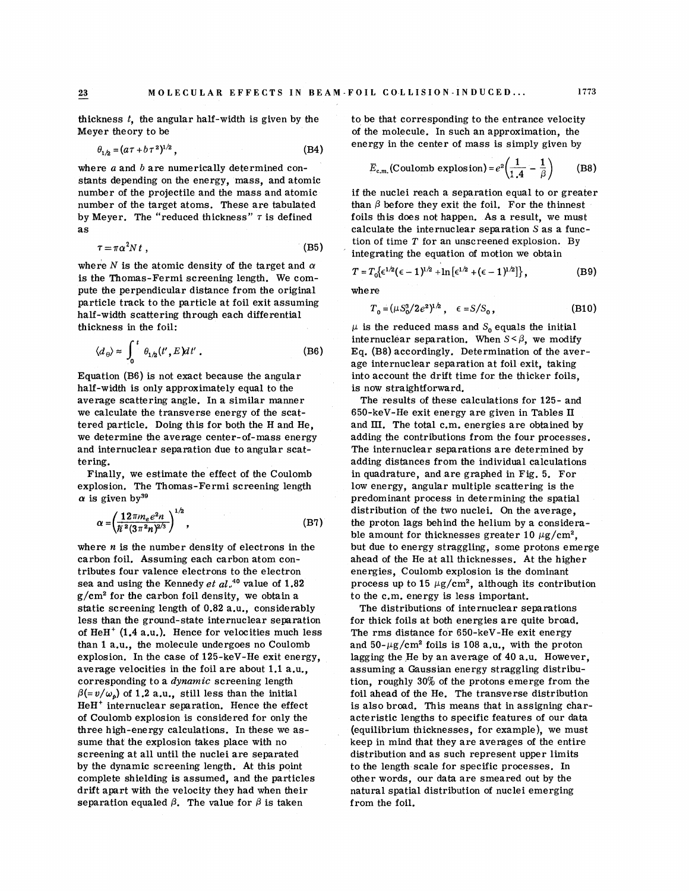thickness $t$, the angular half-width is given by the Meyer theory to be

$$\theta_{1/2} = (a\tau + b\tau^2)^{1/2}, \tag{B4}$$

where $a$ and $b$ are numerically determined constants depending on the energy, mass, and atomic number of the projectile and the mass and atomic number of the target atoms. These are tabulated by Meyer. The "reduced thickness" $\tau$ is defined as

$$\tau = \pi\alpha^2 N t, \tag{B5}$$

where $N$ is the atomic density of the target and $\alpha$ is the Thomas-Fermi screening length. We compute the perpendicular distance from the original particle track to the particle at foil exit assuming half-width scattering through each differential thickness in the foil:

$$\langle d_\theta \rangle \approx \int_0^t \theta_{1/2}(t', E) dt'. \tag{B6}$$

Equation (B6) is not exact because the angular half-width is only approximately equal to the average scattering angle. In a similar manner we calculate the transverse energy of the scattered particle. Doing this for both the H and He, we determine the average center-of-mass energy and internuclear separation due to angular scattering.

Finally, we estimate the effect of the Coulomb explosion. The Thomas-Fermi screening length $\alpha$ is given by[39]

$$\alpha = \left( \frac{12\pi m_e e^2 n}{\hbar^2 (3\pi^2 n)^{2/3}} \right)^{1/2}, \tag{B7}$$

where $n$ is the number density of electrons in the carbon foil. Assuming each carbon atom contributes four valence electrons to the electron sea and using the Kennedy *et al.*[40] value of 1.82 g/cm² for the carbon foil density, we obtain a static screening length of 0.82 a.u., considerably less than the ground-state internuclear separation of $HeH^+$ (1.4 a.u.). Hence for velocities much less than 1 a.u., the molecule undergoes no Coulomb explosion. In the case of 125-keV-He exit energy, average velocities in the foil are about 1.1 a.u., corresponding to a *dynamic* screening length $\beta (= v/\omega_p)$ of 1.2 a.u., still less than the initial $HeH^+$ internuclear separation. Hence the effect of Coulomb explosion is considered for only the three high-energy calculations. In these we assume that the explosion takes place with no screening at all until the nuclei are separated by the dynamic screening length. At this point complete shielding is assumed, and the particles drift apart with the velocity they had when their separation equaled $\beta$. The value for $\beta$ is taken to be that corresponding to the entrance velocity of the molecule. In such an approximation, the energy in the center of mass is simply given by

$$\bar{E}_{\text{c.m.}}(\text{Coulomb explosion}) = e^2 \left( \frac{1}{1.4} - \frac{1}{\beta} \right) \tag{B8}$$

if the nuclei reach a separation equal to or greater than $\beta$ before they exit the foil. For the thinnest foils this does not happen. As a result, we must calculate the internuclear separation $S$ as a function of time $T$ for an unscreened explosion. By integrating the equation of motion we obtain

$$T = T_0 \{ \epsilon^{1/2} (\epsilon - 1)^{1/2} + \ln [\epsilon^{1/2} + (\epsilon - 1)^{1/2}] \}, \tag{B9}$$

where

$$T_0 = (\mu S_0^3 / 2e^2)^{1/2}, \quad \epsilon = S/S_0, \tag{B10}$$

$\mu$ is the reduced mass and $S_0$ equals the initial internuclear separation. When $S < \beta$, we modify Eq. (B8) accordingly. Determination of the average internuclear separation at foil exit, taking into account the drift time for the thicker foils, is now straightforward.

The results of these calculations for 125- and 650-keV-He exit energy are given in Tables II and III. The total c.m. energies are obtained by adding the contributions from the four processes. The internuclear separations are determined by adding distances from the individual calculations in quadrature, and are graphed in Fig. 5. For low energy, angular multiple scattering is the predominant process in determining the spatial distribution of the two nuclei. On the average, the proton lags behind the helium by a considerable amount for thicknesses greater 10 μg/cm², but due to energy straggling, some protons emerge ahead of the He at all thicknesses. At the higher energies, Coulomb explosion is the dominant process up to 15 μg/cm², although its contribution to the c.m. energy is less important.

The distributions of internuclear separations for thick foils at both energies are quite broad. The rms distance for 650-keV-He exit energy and 50-μg/cm² foils is 108 a.u., with the proton lagging the He by an average of 40 a.u. However, assuming a Gaussian energy straggling distribution, roughly 30% of the protons emerge from the foil ahead of the He. The transverse distribution is also broad. This means that in assigning characteristic lengths to specific features of our data (equilibrium thicknesses, for example), we must keep in mind that they are averages of the entire distribution and as such represent upper limits to the length scale for specific processes. In other words, our data are smeared out by the natural spatial distribution of nuclei emerging from the foil.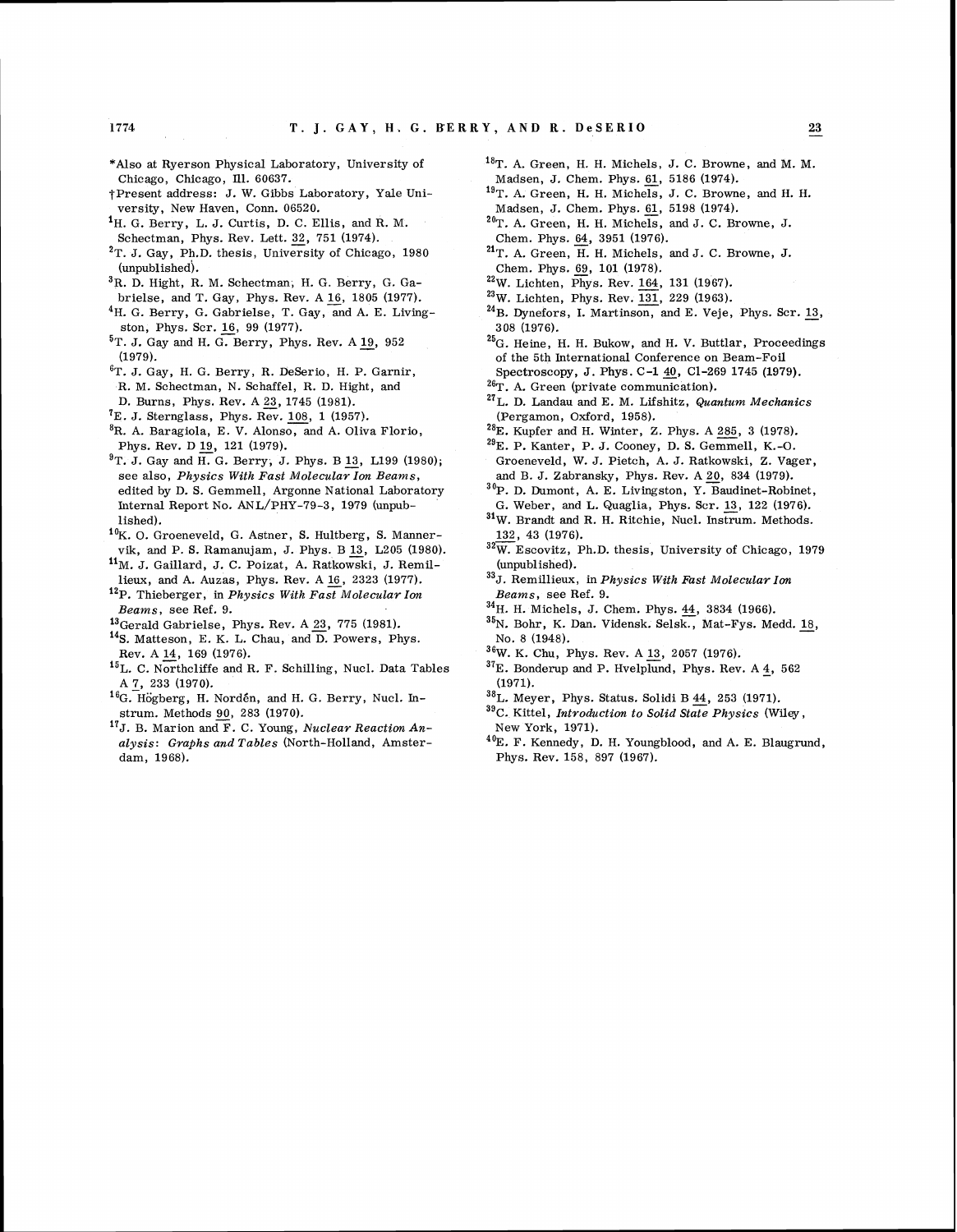*Also at Ryerson Physical Laboratory, University of Chicago, Chicago, Ill. 60637.

†Present address: J. W. Gibbs Laboratory, Yale University, New Haven, Conn. 06520.

[1]H. G. Berry, L. J. Curtis, D. C. Ellis, and R. M. Schectman, Phys. Rev. Lett. 32, 751 (1974).

[2]T. J. Gay, Ph.D. thesis, University of Chicago, 1980 (unpublished).

[3]R. D. Hight, R. M. Schectman, H. G. Berry, G. Gabrielse, and T. Gay, Phys. Rev. A 16, 1805 (1977).

[4]H. G. Berry, G. Gabrielse, T. Gay, and A. E. Livingston, Phys. Scr. 16, 99 (1977).

[5]T. J. Gay and H. G. Berry, Phys. Rev. A 19, 952 (1979).

[6]T. J. Gay, H. G. Berry, R. DeSerio, H. P. Garnir, R. M. Schectman, N. Schaffel, R. D. Hight, and D. Burns, Phys. Rev. A 23, 1745 (1981).

[7]E. J. Sternglass, Phys. Rev. 108, 1 (1957).

[8]R. A. Baragiola, E. V. Alonso, and A. Oliva Florio, Phys. Rev. D 19, 121 (1979).

[9]T. J. Gay and H. G. Berry, J. Phys. B 13, L199 (1980); see also, *Physics With Fast Molecular Ion Beams*, edited by D. S. Gemmell, Argonne National Laboratory Internal Report No. ANL/PHY-79-3, 1979 (unpublished).

[10]K. O. Groeneveld, G. Astner, S. Hultberg, S. Mannervik, and P. S. Ramanujam, J. Phys. B 13, L205 (1980).

[11]M. J. Gaillard, J. C. Poizat, A. Ratkowski, J. Remillieux, and A. Auzas, Phys. Rev. A 16, 2323 (1977).

[12]P. Thieberger, in *Physics With Fast Molecular Ion Beams*, see Ref. 9.

[13]Gerald Gabrielse, Phys. Rev. A 23, 775 (1981).

[14]S. Matteson, E. K. L. Chau, and D. Powers, Phys. Rev. A 14, 169 (1976).

[15]L. C. Northcliffe and R. F. Schilling, Nucl. Data Tables A 7, 233 (1970).

[16]G. Högberg, H. Nordén, and H. G. Berry, Nucl. Instrum. Methods 90, 283 (1970).

[17]J. B. Marion and F. C. Young, *Nuclear Reaction Analysis: Graphs and Tables* (North-Holland, Amsterdam, 1968).

[18]T. A. Green, H. H. Michels, J. C. Browne, and M. M. Madsen, J. Chem. Phys. 61, 5186 (1974).

[19]T. A. Green, H. H. Michels, J. C. Browne, and H. H. Madsen, J. Chem. Phys. 61, 5198 (1974).

[20]T. A. Green, H. H. Michels, and J. C. Browne, J. Chem. Phys. 64, 3951 (1976).

[21]T. A. Green, H. H. Michels, and J. C. Browne, J. Chem. Phys. 69, 101 (1978).

[22]W. Lichten, Phys. Rev. 164, 131 (1967).

[23]W. Lichten, Phys. Rev. 131, 229 (1963).

[24]B. Dynefors, I. Martinson, and E. Veje, Phys. Scr. 13, 308 (1976).

[25]G. Heine, H. H. Bukow, and H. V. Buttlar, Proceedings of the 5th International Conference on Beam-Foil Spectroscopy, J. Phys. C-1 40, Cl-269 1745 (1979).

[26]T. A. Green (private communication).

[27]L. D. Landau and E. M. Lifshitz, *Quantum Mechanics* (Pergamon, Oxford, 1958).

[28]E. Kupfer and H. Winter, Z. Phys. A 285, 3 (1978).

[29]E. P. Kanter, P. J. Cooney, D. S. Gemmell, K.-O. Groeneveld, W. J. Pietch, A. J. Ratkowski, Z. Vager, and B. J. Zabransky, Phys. Rev. A 20, 834 (1979).

[30]P. D. Dumont, A. E. Livingston, Y. Baudinet-Robinet, G. Weber, and L. Quaglia, Phys. Scr. 13, 122 (1976).

[31]W. Brandt and R. H. Ritchie, Nucl. Instrum. Methods. 132, 43 (1976).

[32]W. Escovitz, Ph.D. thesis, University of Chicago, 1979 (unpublished).

[33]J. Remillieux, in *Physics With Fast Molecular Ion Beams*, see Ref. 9.

[34]H. H. Michels, J. Chem. Phys. 44, 3834 (1966).

[35]N. Bohr, K. Dan. Vidensk. Selsk., Mat-Fys. Medd. 18, No. 8 (1948).

[36]W. K. Chu, Phys. Rev. A 13, 2057 (1976).

[37]E. Bonderup and P. Hvelplund, Phys. Rev. A 4, 562 (1971).

[38]L. Meyer, Phys. Status. Solidi B 44, 253 (1971).

[39]C. Kittel, *Introduction to Solid State Physics* (Wiley, New York, 1971).

[40]E. F. Kennedy, D. H. Youngblood, and A. E. Blaugrund, Phys. Rev. 158, 897 (1967).